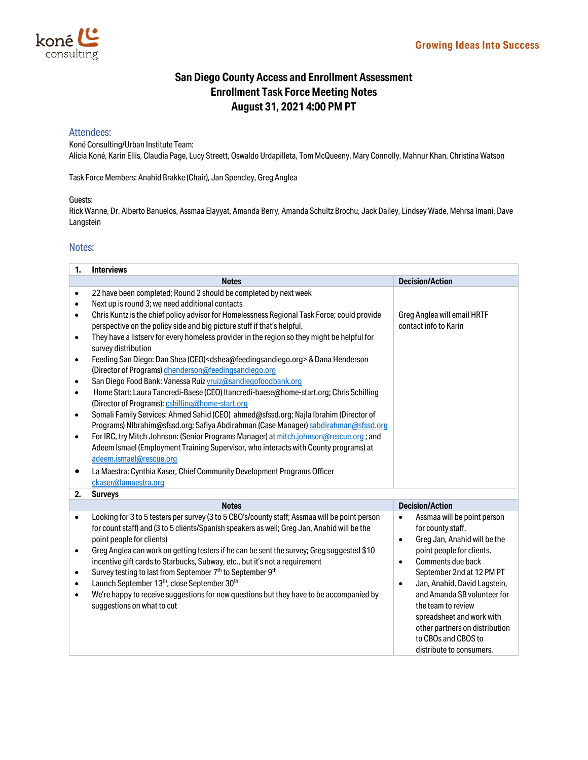# San Diego County Access and Enrollment Assessment
## Enrollment Task Force Meeting Notes
## August 31, 2021 4:00 PM PT

### Attendees:

Koné Consulting/Urban Institute Team:
Alicia Koné, Karin Ellis, Claudia Page, Lucy Streett, Oswaldo Urdapilleta, Tom McQueeny, Mary Connolly, Mahnur Khan, Christina Watson

Task Force Members: Anahid Brakke (Chair), Jan Spencley, Greg Anglea

Guests:
Rick Wanne, Dr. Alberto Banuelos, Assmaa Elayyat, Amanda Berry, Amanda Schultz Brochu, Jack Dailey, Lindsey Wade, Mehrsa Imani, Dave Langstein

### Notes:

**1. Interviews**

| Notes | Decision/Action |
|---|---|
| • 22 have been completed; Round 2 should be completed by next week<br>• Next up is round 3; we need additional contacts<br>• Chris Kuntz is the chief policy advisor for Homelessness Regional Task Force; could provide perspective on the policy side and big picture stuff if that's helpful.<br>• They have a listserv for every homeless provider in the region so they might be helpful for survey distribution<br>• Feeding San Diego: Dan Shea (CEO)<dshea@feedingsandiego.org> & Dana Henderson (Director of Programs) dhenderson@feedingsandiego.org<br>• San Diego Food Bank: Vanessa Ruiz vruiz@sandiegofoodbank.org<br>• Home Start: Laura Tancredi-Baese (CEO) ltancredi-baese@home-start.org; Chris Schilling (Director of Programs): cshilling@home-start.org<br>• Somali Family Services: Ahmed Sahid (CEO) ahmed@sfssd.org; Najla Ibrahim (Director of Programs) NIbrahim@sfssd.org; Safiya Abdirahman (Case Manager) sabdirahman@sfssd.org<br>• For IRC, try Mitch Johnson: (Senior Programs Manager) at mitch.johnson@rescue.org ; and Adeem Ismael (Employment Training Supervisor, who interacts with County programs) at adeem.ismael@rescue.org<br>• La Maestra: Cynthia Kaser, Chief Community Development Programs Officer ckaser@lamaestra.org | Greg Anglea will email HRTF contact info to Karin |

**2. Surveys**

| Notes | Decision/Action |
|---|---|
| • Looking for 3 to 5 testers per survey (3 to 5 CBO's/county staff; Assmaa will be point person for count staff) and (3 to 5 clients/Spanish speakers as well; Greg Jan, Anahid will be the point people for clients)<br>• Greg Anglea can work on getting testers if he can be sent the survey; Greg suggested $10 incentive gift cards to Starbucks, Subway, etc., but it's not a requirement<br>• Survey testing to last from September 7th to September 9th<br>• Launch September 13th, close September 30th<br>• We're happy to receive suggestions for new questions but they have to be accompanied by suggestions on what to cut | • Assmaa will be point person for county staff.<br>• Greg Jan, Anahid will be the point people for clients.<br>• Comments due back September 2nd at 12 PM PT<br>• Jan, Anahid, David Lagstein, and Amanda SB volunteer for the team to review spreadsheet and work with other partners on distribution to CBOs and CBOS to distribute to consumers. |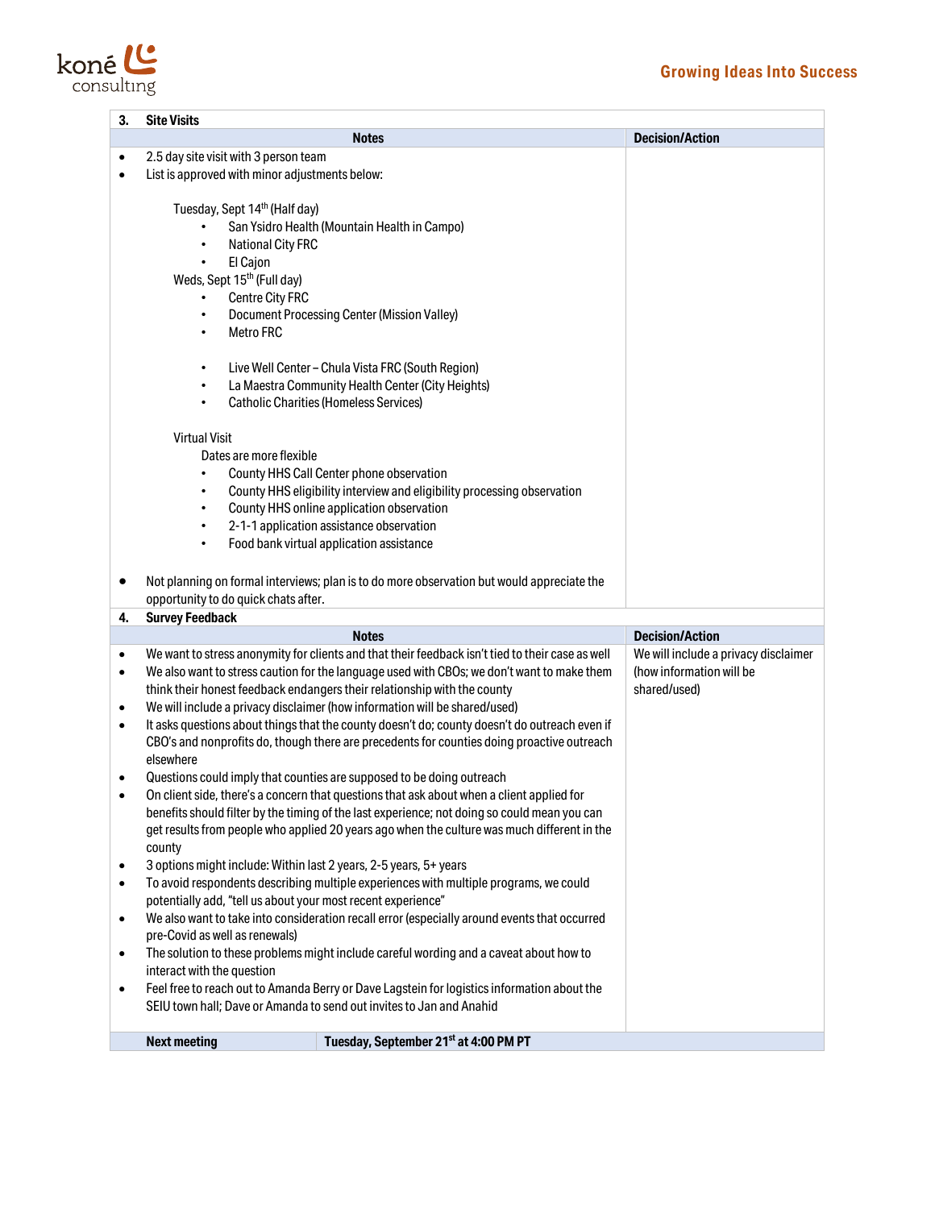| 3. | Site Visits | |
|---|---|---|
| | **Notes** | **Decision/Action** |
| | • 2.5 day site visit with 3 person team<br>• List is approved with minor adjustments below:<br><br>Tuesday, Sept 14th (Half day)<br>• San Ysidro Health (Mountain Health in Campo)<br>• National City FRC<br>• El Cajon<br>Weds, Sept 15th (Full day)<br>• Centre City FRC<br>• Document Processing Center (Mission Valley)<br>• Metro FRC<br><br>• Live Well Center – Chula Vista FRC (South Region)<br>• La Maestra Community Health Center (City Heights)<br>• Catholic Charities (Homeless Services)<br><br>Virtual Visit<br>Dates are more flexible<br>• County HHS Call Center phone observation<br>• County HHS eligibility interview and eligibility processing observation<br>• County HHS online application observation<br>• 2-1-1 application assistance observation<br>• Food bank virtual application assistance<br><br>• Not planning on formal interviews; plan is to do more observation but would appreciate the opportunity to do quick chats after. | |
| **4.** | **Survey Feedback** | |
| | **Notes** | **Decision/Action** |
| | • We want to stress anonymity for clients and that their feedback isn't tied to their case as well<br>• We also want to stress caution for the language used with CBOs; we don't want to make them think their honest feedback endangers their relationship with the county<br>• We will include a privacy disclaimer (how information will be shared/used)<br>• It asks questions about things that the county doesn't do; county doesn't do outreach even if CBO's and nonprofits do, though there are precedents for counties doing proactive outreach elsewhere<br>• Questions could imply that counties are supposed to be doing outreach<br>• On client side, there's a concern that questions that ask about when a client applied for benefits should filter by the timing of the last experience; not doing so could mean you can get results from people who applied 20 years ago when the culture was much different in the county<br>• 3 options might include: Within last 2 years, 2-5 years, 5+ years<br>• To avoid respondents describing multiple experiences with multiple programs, we could potentially add, "tell us about your most recent experience"<br>• We also want to take into consideration recall error (especially around events that occurred pre-Covid as well as renewals)<br>• The solution to these problems might include careful wording and a caveat about how to interact with the question<br>• Feel free to reach out to Amanda Berry or Dave Lagstein for logistics information about the SEIU town hall; Dave or Amanda to send out invites to Jan and Anahid | We will include a privacy disclaimer (how information will be shared/used) |
| | **Next meeting** | **Tuesday, September 21st at 4:00 PM PT** |